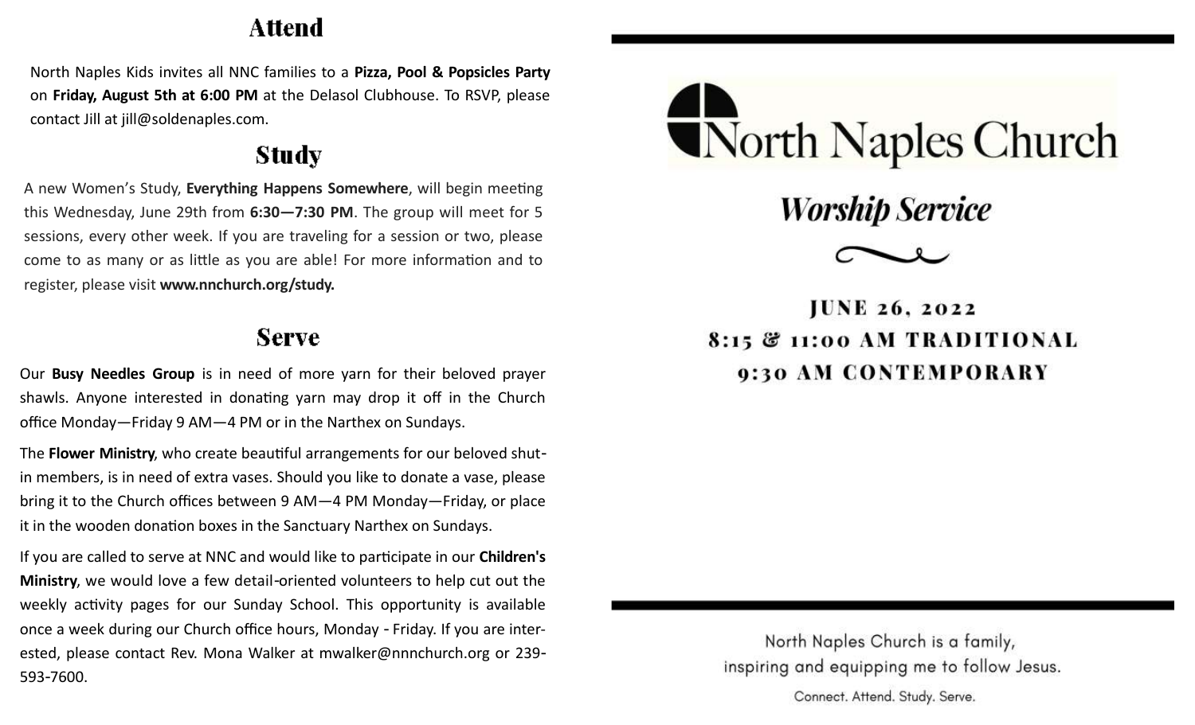## Attend

North Naples Kids invites all NNC families to a **Pizza, Pool & Popsicles Party** on **Friday, August 5th at 6:00 PM** at the Delasol Clubhouse. To RSVP, please contact Jill at jill@soldenaples.com.

## Study

A new Women's Study, **Everything Happens Somewhere**, will begin meeting this Wednesday, June 29th from **6:30—7:30 PM**. The group will meet for 5 sessions, every other week. If you are traveling for a session or two, please come to as many or as little as you are able! For more information and to register, please visit **www.nnchurch.org/study.**

## Serve

Our **Busy Needles Group** is in need of more yarn for their beloved prayer shawls. Anyone interested in donating yarn may drop it off in the Church office Monday—Friday 9 AM—4 PM or in the Narthex on Sundays.

The **Flower Ministry**, who create beautiful arrangements for our beloved shut-in members, is in need of extra vases. Should you like to donate a vase, please bring it to the Church offices between 9 AM—4 PM Monday—Friday, or place it in the wooden donation boxes in the Sanctuary Narthex on Sundays.

If you are called to serve at NNC and would like to participate in our **Children's Ministry**, we would love a few detail-oriented volunteers to help cut out the weekly activity pages for our Sunday School. This opportunity is available once a week during our Church office hours, Monday - Friday. If you are interested, please contact Rev. Mona Walker at mwalker@nnnchurch.org or 239-593-7600.

# North Naples Church

## *Worship Service*

**JUNE 26, 2022**

**8:15 & 11:00 AM TRADITIONAL**

**9:30 AM CONTEMPORARY**

North Naples Church is a family, inspiring and equipping me to follow Jesus.

Connect. Attend. Study. Serve.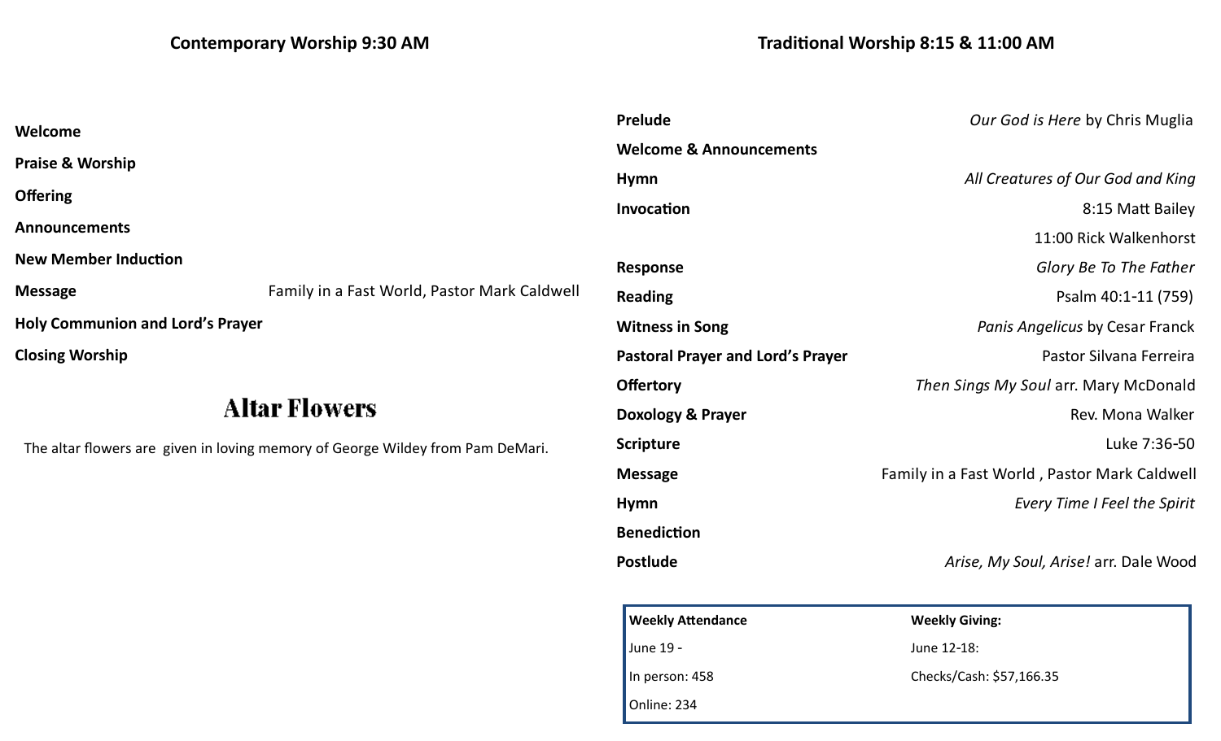## Contemporary Worship 9:30 AM

**Welcome**

**Praise & Worship**

**Offering**

**Announcements**

**New Member Induction**

**Message** Family in a Fast World, Pastor Mark Caldwell

**Holy Communion and Lord's Prayer**

**Closing Worship**

## Altar Flowers

The altar flowers are given in loving memory of George Wildey from Pam DeMari.

## Traditional Worship 8:15 & 11:00 AM

| | |
|---|---|
| **Prelude** | *Our God is Here* by Chris Muglia |
| **Welcome & Announcements** | |
| **Hymn** | *All Creatures of Our God and King* |
| **Invocation** | 8:15 Matt Bailey |
| | 11:00 Rick Walkenhorst |
| **Response** | *Glory Be To The Father* |
| **Reading** | Psalm 40:1-11 (759) |
| **Witness in Song** | *Panis Angelicus* by Cesar Franck |
| **Pastoral Prayer and Lord's Prayer** | Pastor Silvana Ferreira |
| **Offertory** | *Then Sings My Soul* arr. Mary McDonald |
| **Doxology & Prayer** | Rev. Mona Walker |
| **Scripture** | Luke 7:36-50 |
| **Message** | Family in a Fast World , Pastor Mark Caldwell |
| **Hymn** | *Every Time I Feel the Spirit* |
| **Benediction** | |
| **Postlude** | *Arise, My Soul, Arise!* arr. Dale Wood |

| **Weekly Attendance** | **Weekly Giving:** |
|---|---|
| June 19 - | June 12-18: |
| In person: 458 | Checks/Cash: $57,166.35 |
| Online: 234 | |